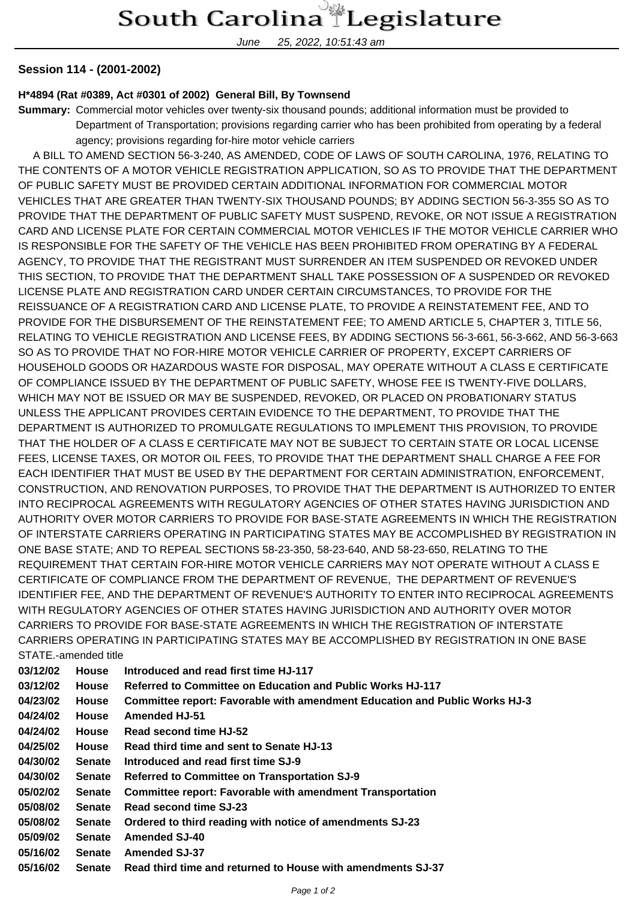# South Carolina Legislature

June 25, 2022, 10:51:43 am

**Session 114 - (2001-2002)**

**H*4894 (Rat #0389, Act #0301 of 2002) General Bill, By Townsend**

**Summary:** Commercial motor vehicles over twenty-six thousand pounds; additional information must be provided to Department of Transportation; provisions regarding carrier who has been prohibited from operating by a federal agency; provisions regarding for-hire motor vehicle carriers

A BILL TO AMEND SECTION 56-3-240, AS AMENDED, CODE OF LAWS OF SOUTH CAROLINA, 1976, RELATING TO THE CONTENTS OF A MOTOR VEHICLE REGISTRATION APPLICATION, SO AS TO PROVIDE THAT THE DEPARTMENT OF PUBLIC SAFETY MUST BE PROVIDED CERTAIN ADDITIONAL INFORMATION FOR COMMERCIAL MOTOR VEHICLES THAT ARE GREATER THAN TWENTY-SIX THOUSAND POUNDS; BY ADDING SECTION 56-3-355 SO AS TO PROVIDE THAT THE DEPARTMENT OF PUBLIC SAFETY MUST SUSPEND, REVOKE, OR NOT ISSUE A REGISTRATION CARD AND LICENSE PLATE FOR CERTAIN COMMERCIAL MOTOR VEHICLES IF THE MOTOR VEHICLE CARRIER WHO IS RESPONSIBLE FOR THE SAFETY OF THE VEHICLE HAS BEEN PROHIBITED FROM OPERATING BY A FEDERAL AGENCY, TO PROVIDE THAT THE REGISTRANT MUST SURRENDER AN ITEM SUSPENDED OR REVOKED UNDER THIS SECTION, TO PROVIDE THAT THE DEPARTMENT SHALL TAKE POSSESSION OF A SUSPENDED OR REVOKED LICENSE PLATE AND REGISTRATION CARD UNDER CERTAIN CIRCUMSTANCES, TO PROVIDE FOR THE REISSUANCE OF A REGISTRATION CARD AND LICENSE PLATE, TO PROVIDE A REINSTATEMENT FEE, AND TO PROVIDE FOR THE DISBURSEMENT OF THE REINSTATEMENT FEE; TO AMEND ARTICLE 5, CHAPTER 3, TITLE 56, RELATING TO VEHICLE REGISTRATION AND LICENSE FEES, BY ADDING SECTIONS 56-3-661, 56-3-662, AND 56-3-663 SO AS TO PROVIDE THAT NO FOR-HIRE MOTOR VEHICLE CARRIER OF PROPERTY, EXCEPT CARRIERS OF HOUSEHOLD GOODS OR HAZARDOUS WASTE FOR DISPOSAL, MAY OPERATE WITHOUT A CLASS E CERTIFICATE OF COMPLIANCE ISSUED BY THE DEPARTMENT OF PUBLIC SAFETY, WHOSE FEE IS TWENTY-FIVE DOLLARS, WHICH MAY NOT BE ISSUED OR MAY BE SUSPENDED, REVOKED, OR PLACED ON PROBATIONARY STATUS UNLESS THE APPLICANT PROVIDES CERTAIN EVIDENCE TO THE DEPARTMENT, TO PROVIDE THAT THE DEPARTMENT IS AUTHORIZED TO PROMULGATE REGULATIONS TO IMPLEMENT THIS PROVISION, TO PROVIDE THAT THE HOLDER OF A CLASS E CERTIFICATE MAY NOT BE SUBJECT TO CERTAIN STATE OR LOCAL LICENSE FEES, LICENSE TAXES, OR MOTOR OIL FEES, TO PROVIDE THAT THE DEPARTMENT SHALL CHARGE A FEE FOR EACH IDENTIFIER THAT MUST BE USED BY THE DEPARTMENT FOR CERTAIN ADMINISTRATION, ENFORCEMENT, CONSTRUCTION, AND RENOVATION PURPOSES, TO PROVIDE THAT THE DEPARTMENT IS AUTHORIZED TO ENTER INTO RECIPROCAL AGREEMENTS WITH REGULATORY AGENCIES OF OTHER STATES HAVING JURISDICTION AND AUTHORITY OVER MOTOR CARRIERS TO PROVIDE FOR BASE-STATE AGREEMENTS IN WHICH THE REGISTRATION OF INTERSTATE CARRIERS OPERATING IN PARTICIPATING STATES MAY BE ACCOMPLISHED BY REGISTRATION IN ONE BASE STATE; AND TO REPEAL SECTIONS 58-23-350, 58-23-640, AND 58-23-650, RELATING TO THE REQUIREMENT THAT CERTAIN FOR-HIRE MOTOR VEHICLE CARRIERS MAY NOT OPERATE WITHOUT A CLASS E CERTIFICATE OF COMPLIANCE FROM THE DEPARTMENT OF REVENUE, THE DEPARTMENT OF REVENUE'S IDENTIFIER FEE, AND THE DEPARTMENT OF REVENUE'S AUTHORITY TO ENTER INTO RECIPROCAL AGREEMENTS WITH REGULATORY AGENCIES OF OTHER STATES HAVING JURISDICTION AND AUTHORITY OVER MOTOR CARRIERS TO PROVIDE FOR BASE-STATE AGREEMENTS IN WHICH THE REGISTRATION OF INTERSTATE CARRIERS OPERATING IN PARTICIPATING STATES MAY BE ACCOMPLISHED BY REGISTRATION IN ONE BASE STATE.-amended title

| | | |
|---|---|---|
| **03/12/02** | **House** | **Introduced and read first time HJ-117** |
| **03/12/02** | **House** | **Referred to Committee on Education and Public Works HJ-117** |
| **04/23/02** | **House** | **Committee report: Favorable with amendment Education and Public Works HJ-3** |
| **04/24/02** | **House** | **Amended HJ-51** |
| **04/24/02** | **House** | **Read second time HJ-52** |
| **04/25/02** | **House** | **Read third time and sent to Senate HJ-13** |
| **04/30/02** | **Senate** | **Introduced and read first time SJ-9** |
| **04/30/02** | **Senate** | **Referred to Committee on Transportation SJ-9** |
| **05/02/02** | **Senate** | **Committee report: Favorable with amendment Transportation** |
| **05/08/02** | **Senate** | **Read second time SJ-23** |
| **05/08/02** | **Senate** | **Ordered to third reading with notice of amendments SJ-23** |
| **05/09/02** | **Senate** | **Amended SJ-40** |
| **05/16/02** | **Senate** | **Amended SJ-37** |
| **05/16/02** | **Senate** | **Read third time and returned to House with amendments SJ-37** |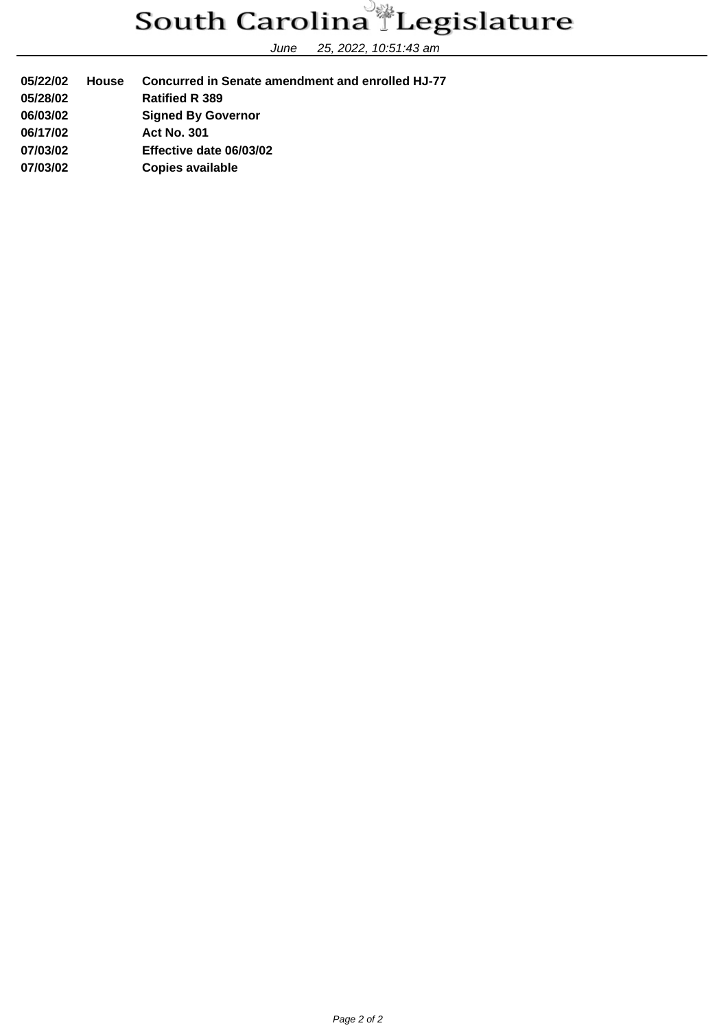| | | |
|---|---|---|
| 05/22/02 | House | Concurred in Senate amendment and enrolled HJ-77 |
| 05/28/02 | | Ratified R 389 |
| 06/03/02 | | Signed By Governor |
| 06/17/02 | | Act No. 301 |
| 07/03/02 | | Effective date 06/03/02 |
| 07/03/02 | | Copies available |